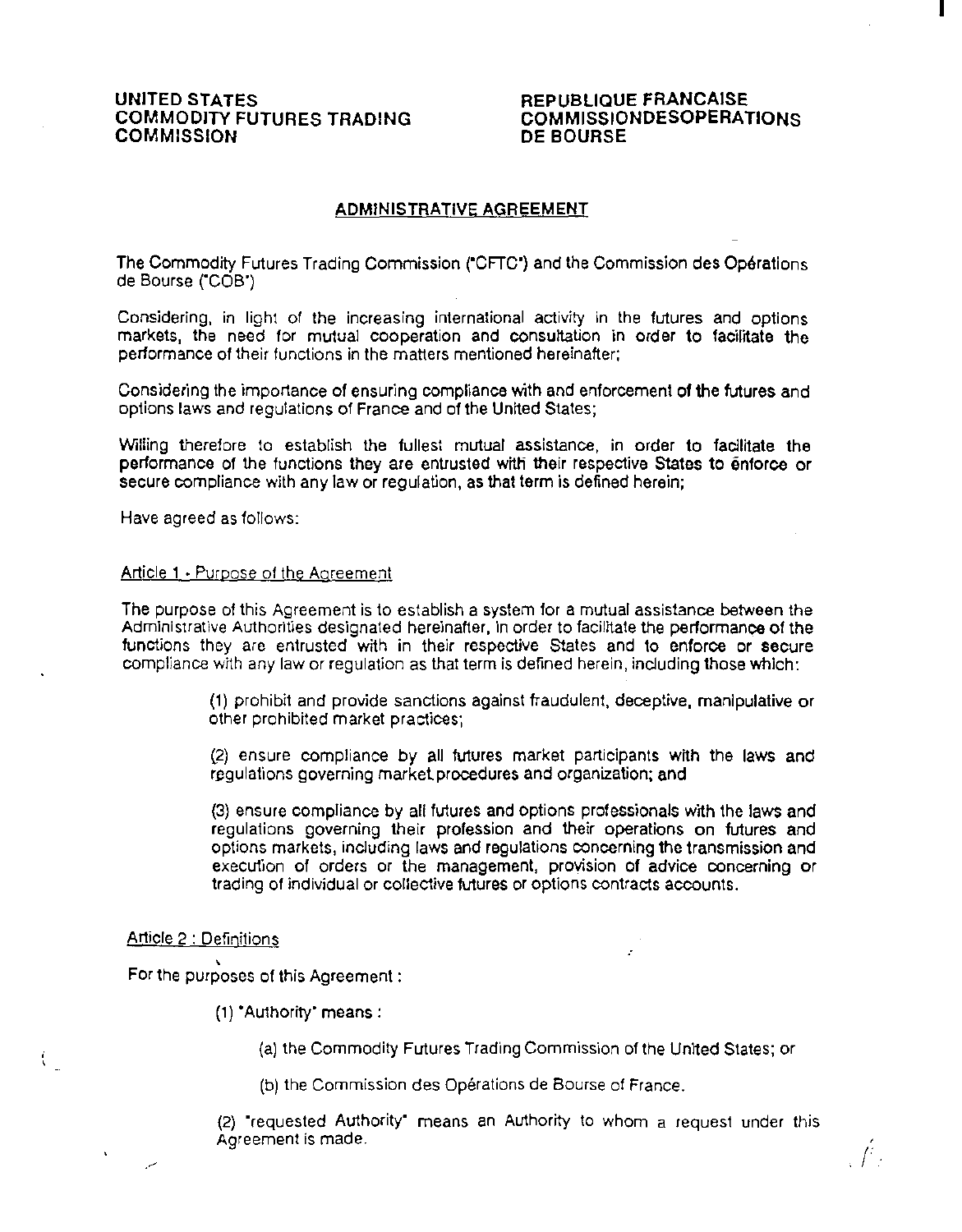**UNITED STATES**
**COMMODITY FUTURES TRADING COMMISSION**

**REPUBLIQUE FRANCAISE**
**COMMISSIONDESOPERATIONS DE BOURSE**

## ADMINISTRATIVE AGREEMENT

The Commodity Futures Trading Commission ("CFTC") and the Commission des Opérations de Bourse ("COB")

Considering, in light of the increasing international activity in the futures and options markets, the need for mutual cooperation and consultation in order to facilitate the performance of their functions in the matters mentioned hereinafter;

Considering the importance of ensuring compliance with and enforcement of the futures and options laws and regulations of France and of the United States;

Willing therefore to establish the fullest mutual assistance, in order to facilitate the performance of the functions they are entrusted with their respective States to enforce or secure compliance with any law or regulation, as that term is defined herein;

Have agreed as follows:

### Article 1 - Purpose of the Agreement

The purpose of this Agreement is to establish a system for a mutual assistance between the Administrative Authorities designated hereinafter, in order to facilitate the performance of the functions they are entrusted with in their respective States and to enforce or secure compliance with any law or regulation as that term is defined herein, including those which:

(1) prohibit and provide sanctions against fraudulent, deceptive, manipulative or other prohibited market practices;

(2) ensure compliance by all futures market participants with the laws and regulations governing market procedures and organization; and

(3) ensure compliance by all futures and options professionals with the laws and regulations governing their profession and their operations on futures and options markets, including laws and regulations concerning the transmission and execution of orders or the management, provision of advice concerning or trading of individual or collective futures or options contracts accounts.

### Article 2 : Definitions

For the purposes of this Agreement :

(1) "Authority" means :

(a) the Commodity Futures Trading Commission of the United States; or

(b) the Commission des Opérations de Bourse of France.

(2) "requested Authority" means an Authority to whom a request under this Agreement is made.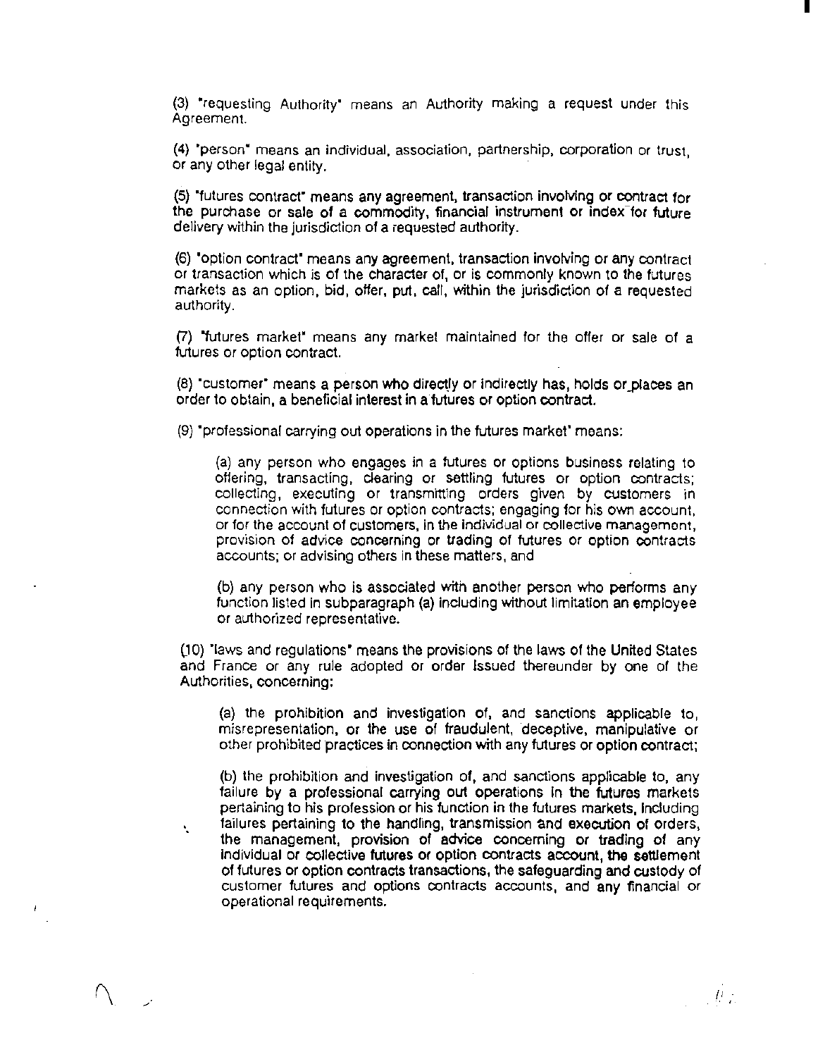(3) "requesting Authority" means an Authority making a request under this Agreement.

(4) "person" means an individual, association, partnership, corporation or trust, or any other legal entity.

(5) "futures contract" means any agreement, transaction involving or contract for the purchase or sale of a commodity, financial instrument or index for future delivery within the jurisdiction of a requested authority.

(6) "option contract" means any agreement, transaction involving or any contract or transaction which is of the character of, or is commonly known to the futures markets as an option, bid, offer, put, call, within the jurisdiction of a requested authority.

(7) "futures market" means any market maintained for the offer or sale of a futures or option contract.

(8) "customer" means a person who directly or indirectly has, holds or places an order to obtain, a beneficial interest in a futures or option contract.

(9) "professional carrying out operations in the futures market" means:

> (a) any person who engages in a futures or options business relating to offering, transacting, clearing or settling futures or option contracts; collecting, executing or transmitting orders given by customers in connection with futures or option contracts; engaging for his own account, or for the account of customers, in the individual or collective management, provision of advice concerning or trading of futures or option contracts accounts; or advising others in these matters, and
>
> (b) any person who is associated with another person who performs any function listed in subparagraph (a) including without limitation an employee or authorized representative.

(10) "laws and regulations" means the provisions of the laws of the United States and France or any rule adopted or order issued thereunder by one of the Authorities, concerning:

> (a) the prohibition and investigation of, and sanctions applicable to, misrepresentation, or the use of fraudulent, deceptive, manipulative or other prohibited practices in connection with any futures or option contract;
>
> (b) the prohibition and investigation of, and sanctions applicable to, any failure by a professional carrying out operations in the futures markets pertaining to his profession or his function in the futures markets, including failures pertaining to the handling, transmission and execution of orders, the management, provision of advice concerning or trading of any individual or collective futures or option contracts account, the settlement of futures or option contracts transactions, the safeguarding and custody of customer futures and options contracts accounts, and any financial or operational requirements.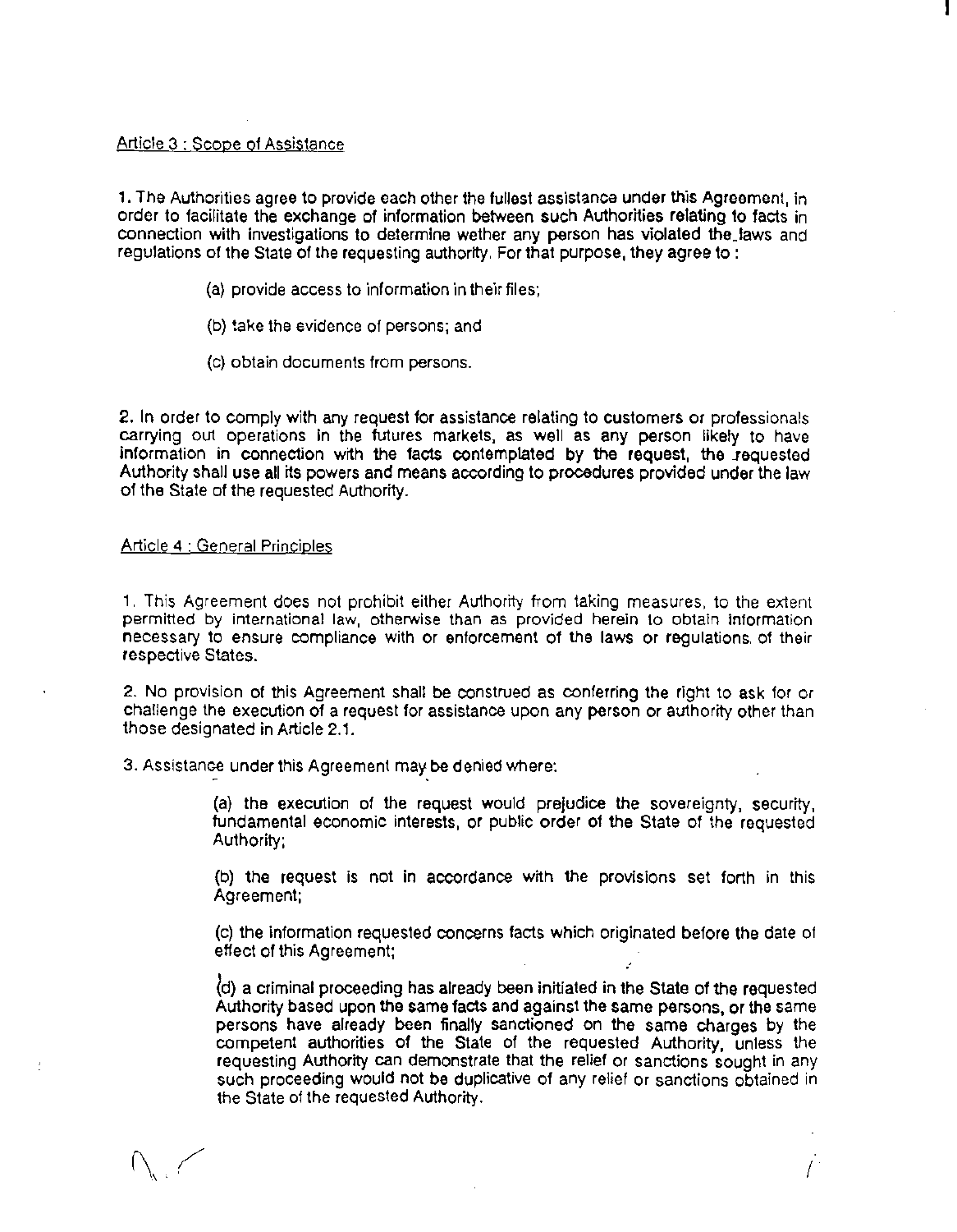Article 3 : Scope of Assistance

1. The Authorities agree to provide each other the fullest assistance under this Agreement, in order to facilitate the exchange of information between such Authorities relating to facts in connection with investigations to determine wether any person has violated the laws and regulations of the State of the requesting authority. For that purpose, they agree to :

(a) provide access to information in their files;

(b) take the evidence of persons; and

(c) obtain documents from persons.

2. In order to comply with any request for assistance relating to customers or professionals carrying out operations in the futures markets, as well as any person likely to have information in connection with the facts contemplated by the request, the requested Authority shall use all its powers and means according to procedures provided under the law of the State of the requested Authority.

Article 4 : General Principles

1. This Agreement does not prohibit either Authority from taking measures, to the extent permitted by international law, otherwise than as provided herein to obtain information necessary to ensure compliance with or enforcement of the laws or regulations of their respective States.

2. No provision of this Agreement shall be construed as conferring the right to ask for or challenge the execution of a request for assistance upon any person or authority other than those designated in Article 2.1.

3. Assistance under this Agreement may be denied where:

(a) the execution of the request would prejudice the sovereignty, security, fundamental economic interests, or public order of the State of the requested Authority;

(b) the request is not in accordance with the provisions set forth in this Agreement;

(c) the information requested concerns facts which originated before the date of effect of this Agreement;

(d) a criminal proceeding has already been initiated in the State of the requested Authority based upon the same facts and against the same persons, or the same persons have already been finally sanctioned on the same charges by the competent authorities of the State of the requested Authority, unless the requesting Authority can demonstrate that the relief or sanctions sought in any such proceeding would not be duplicative of any relief or sanctions obtained in the State of the requested Authority.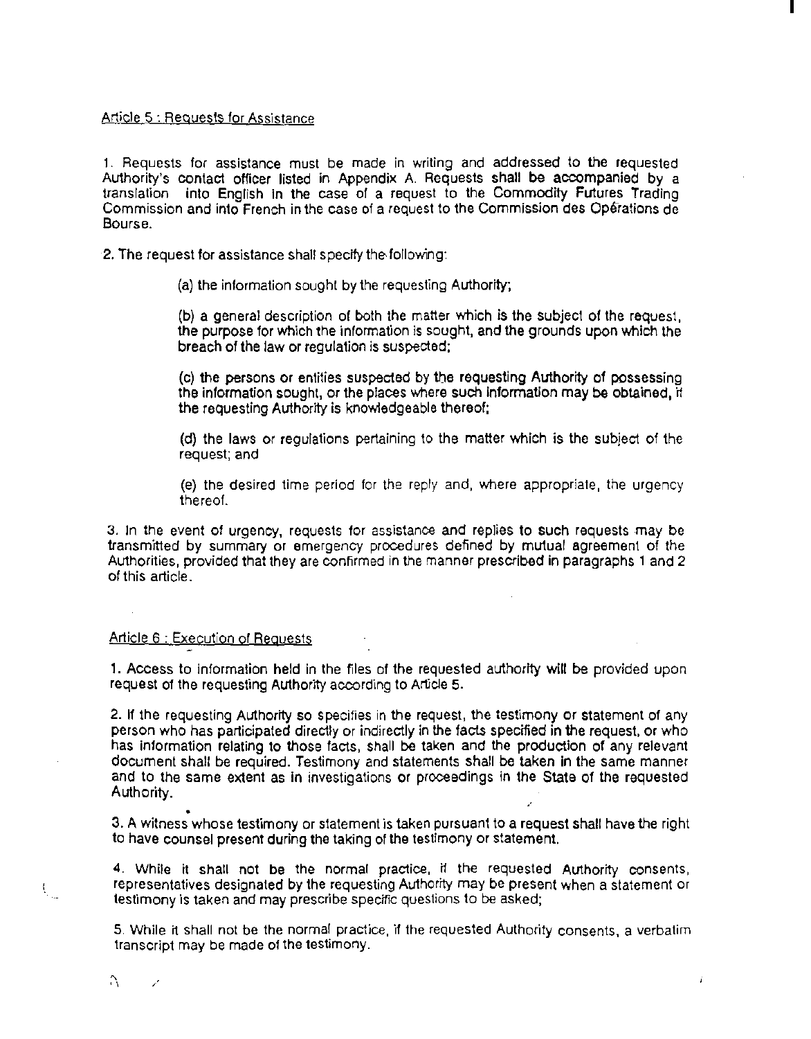## Article 5 : Requests for Assistance

1. Requests for assistance must be made in writing and addressed to the requested Authority's contact officer listed in Appendix A. Requests shall be accompanied by a translation into English in the case of a request to the Commodity Futures Trading Commission and into French in the case of a request to the Commission des Opérations de Bourse.

2. The request for assistance shall specify the following:

   (a) the information sought by the requesting Authority;

   (b) a general description of both the matter which is the subject of the request, the purpose for which the information is sought, and the grounds upon which the breach of the law or regulation is suspected;

   (c) the persons or entities suspected by the requesting Authority of possessing the information sought, or the places where such information may be obtained, if the requesting Authority is knowledgeable thereof;

   (d) the laws or regulations pertaining to the matter which is the subject of the request; and

   (e) the desired time period for the reply and, where appropriate, the urgency thereof.

3. In the event of urgency, requests for assistance and replies to such requests may be transmitted by summary or emergency procedures defined by mutual agreement of the Authorities, provided that they are confirmed in the manner prescribed in paragraphs 1 and 2 of this article.

## Article 6 : Execution of Requests

1. Access to information held in the files of the requested authority will be provided upon request of the requesting Authority according to Article 5.

2. If the requesting Authority so specifies in the request, the testimony or statement of any person who has participated directly or indirectly in the facts specified in the request, or who has information relating to those facts, shall be taken and the production of any relevant document shall be required. Testimony and statements shall be taken in the same manner and to the same extent as in investigations or proceedings in the State of the requested Authority.

3. A witness whose testimony or statement is taken pursuant to a request shall have the right to have counsel present during the taking of the testimony or statement.

4. While it shall not be the normal practice, if the requested Authority consents, representatives designated by the requesting Authority may be present when a statement or testimony is taken and may prescribe specific questions to be asked;

5. While it shall not be the normal practice, if the requested Authority consents, a verbatim transcript may be made of the testimony.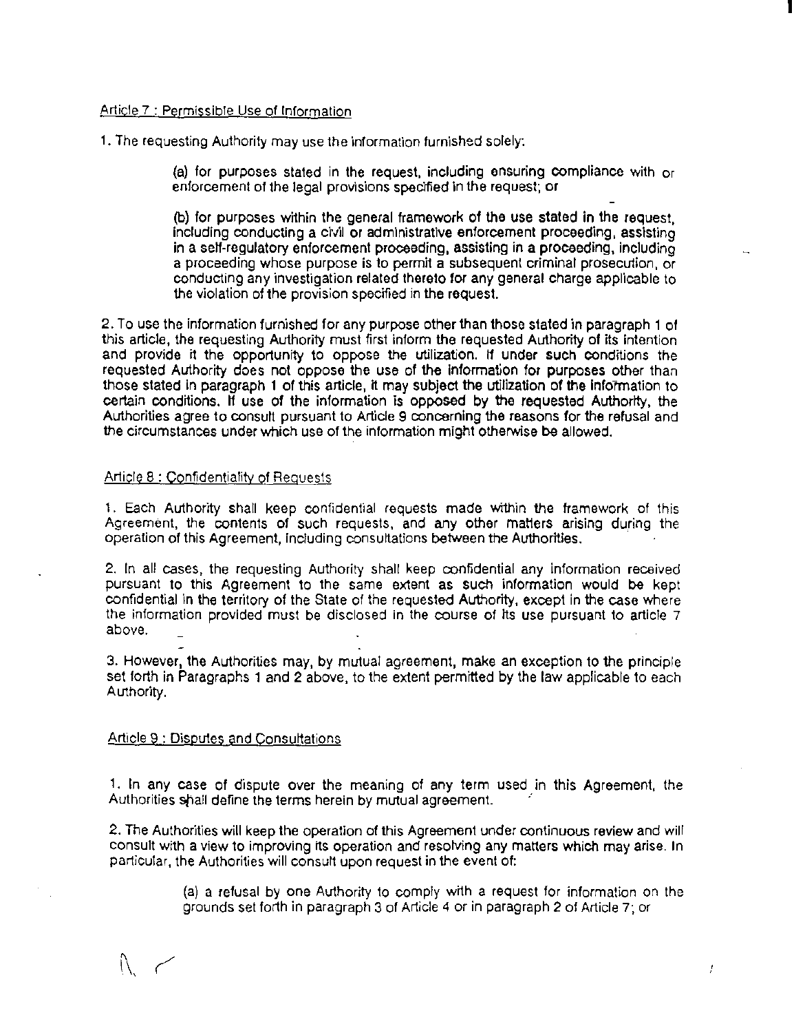Article 7 : Permissible Use of Information

1. The requesting Authority may use the information furnished solely:

> (a) for purposes stated in the request, including ensuring compliance with or enforcement of the legal provisions specified in the request; or
>
> (b) for purposes within the general framework of the use stated in the request, including conducting a civil or administrative enforcement proceeding, assisting in a self-regulatory enforcement proceeding, assisting in a proceeding, including a proceeding whose purpose is to permit a subsequent criminal prosecution, or conducting any investigation related thereto for any general charge applicable to the violation of the provision specified in the request.

2. To use the information furnished for any purpose other than those stated in paragraph 1 of this article, the requesting Authority must first inform the requested Authority of its intention and provide it the opportunity to oppose the utilization. If under such conditions the requested Authority does not oppose the use of the information for purposes other than those stated in paragraph 1 of this article, it may subject the utilization of the information to certain conditions. If use of the information is opposed by the requested Authority, the Authorities agree to consult pursuant to Article 9 concerning the reasons for the refusal and the circumstances under which use of the information might otherwise be allowed.

Article 8 : Confidentiality of Requests

1. Each Authority shall keep confidential requests made within the framework of this Agreement, the contents of such requests, and any other matters arising during the operation of this Agreement, including consultations between the Authorities.

2. In all cases, the requesting Authority shall keep confidential any information received pursuant to this Agreement to the same extent as such information would be kept confidential in the territory of the State of the requested Authority, except in the case where the information provided must be disclosed in the course of its use pursuant to article 7 above.

3. However, the Authorities may, by mutual agreement, make an exception to the principle set forth in Paragraphs 1 and 2 above, to the extent permitted by the law applicable to each Authority.

Article 9 : Disputes and Consultations

1. In any case of dispute over the meaning of any term used in this Agreement, the Authorities shall define the terms herein by mutual agreement.

2. The Authorities will keep the operation of this Agreement under continuous review and will consult with a view to improving its operation and resolving any matters which may arise. In particular, the Authorities will consult upon request in the event of:

> (a) a refusal by one Authority to comply with a request for information on the grounds set forth in paragraph 3 of Article 4 or in paragraph 2 of Article 7; or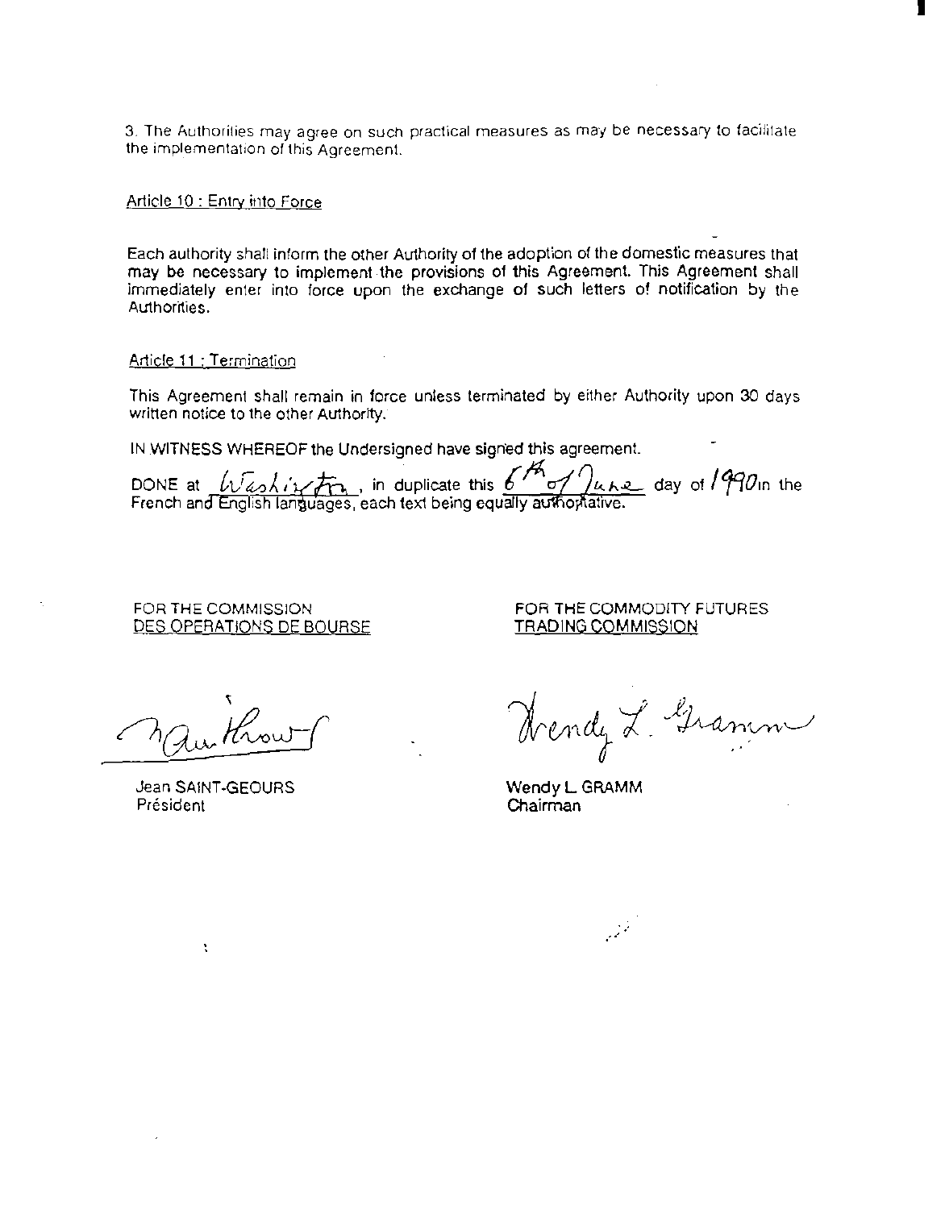3. The Authorities may agree on such practical measures as may be necessary to facilitate the implementation of this Agreement.

Article 10 : Entry into Force

Each authority shall inform the other Authority of the adoption of the domestic measures that may be necessary to implement the provisions of this Agreement. This Agreement shall immediately enter into force upon the exchange of such letters of notification by the Authorities.

Article 11 : Termination

This Agreement shall remain in force unless terminated by either Authority upon 30 days written notice to the other Authority.

IN WITNESS WHEREOF the Undersigned have signed this agreement.

DONE at Washington, in duplicate this 6th of June day of 1990 in the French and English languages, each text being equally authoritative.

FOR THE COMMISSION DES OPERATIONS DE BOURSE

Jean SAINT-GEOURS
Président

FOR THE COMMODITY FUTURES TRADING COMMISSION

Wendy L. Gramm

Wendy L GRAMM
Chairman